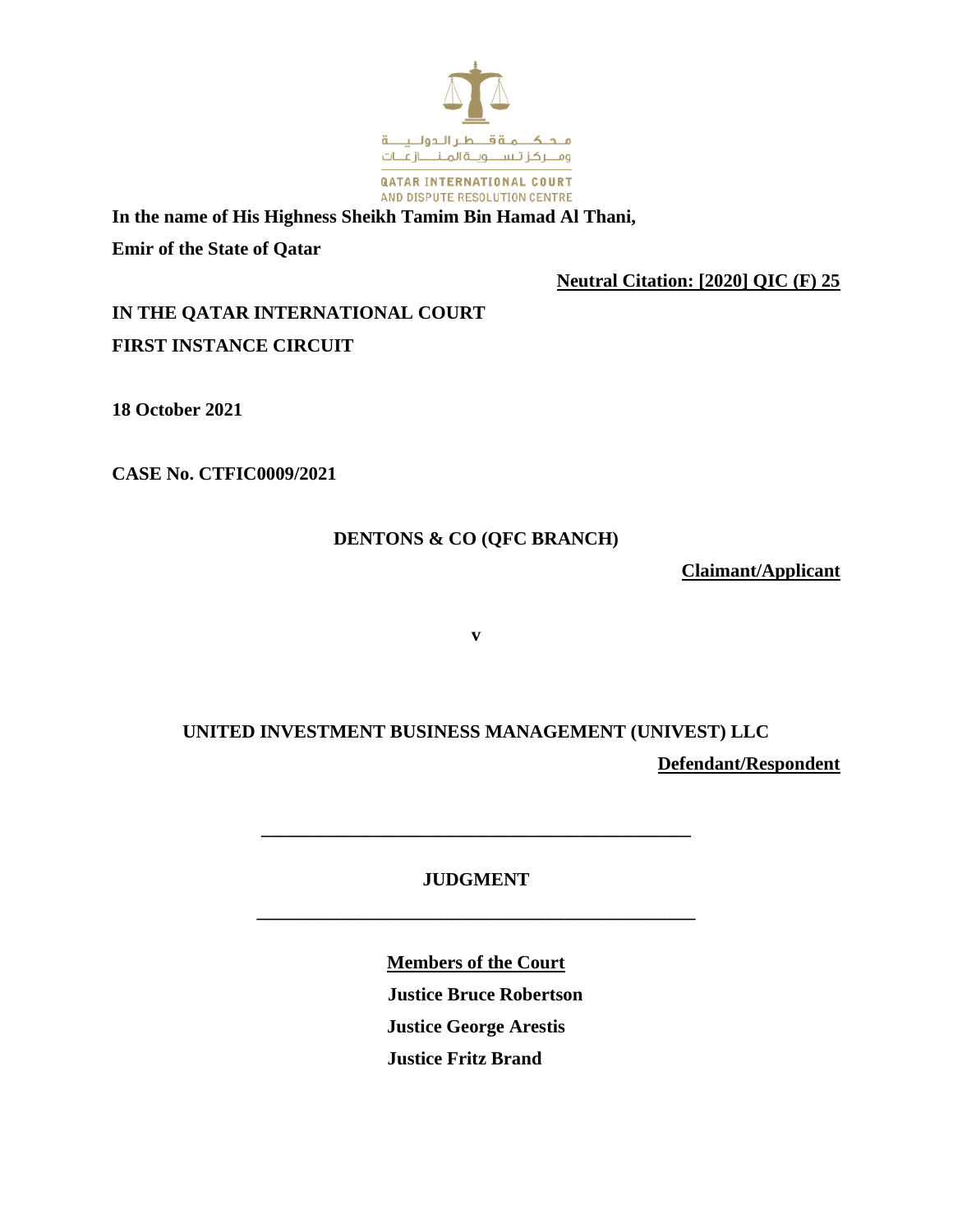محكمة قطر الدولية
ومركز تسوية المنازعات

QATAR INTERNATIONAL COURT
AND DISPUTE RESOLUTION CENTRE

**In the name of His Highness Sheikh Tamim Bin Hamad Al Thani,**

**Emir of the State of Qatar**

**Neutral Citation: [2020] QIC (F) 25**

**IN THE QATAR INTERNATIONAL COURT**

**FIRST INSTANCE CIRCUIT**

**18 October 2021**

**CASE No. CTFIC0009/2021**

**DENTONS & CO (QFC BRANCH)**

**Claimant/Applicant**

**v**

**UNITED INVESTMENT BUSINESS MANAGEMENT (UNIVEST) LLC**

**Defendant/Respondent**

---

**JUDGMENT**

---

**Members of the Court**

**Justice Bruce Robertson**

**Justice George Arestis**

**Justice Fritz Brand**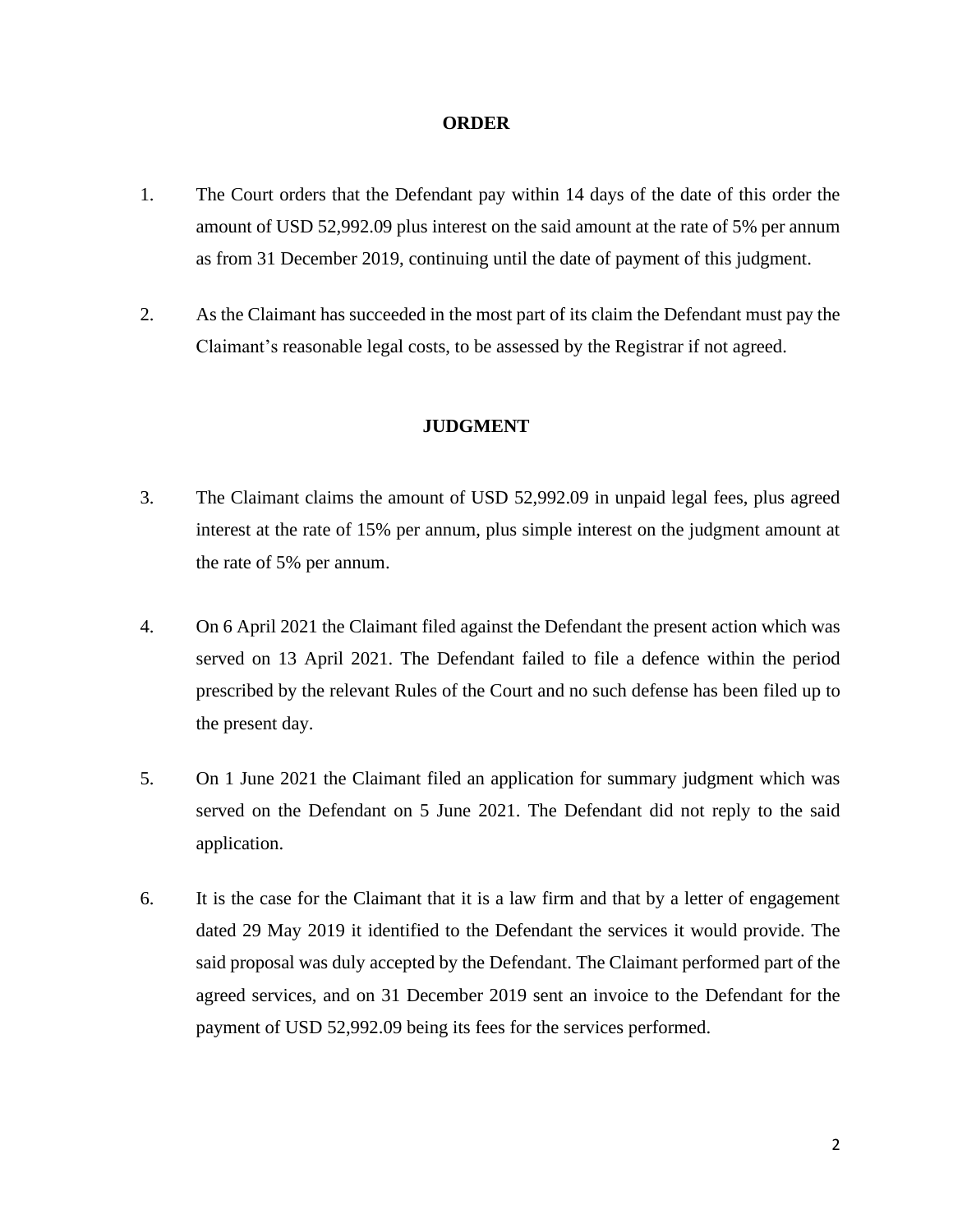## ORDER

1. The Court orders that the Defendant pay within 14 days of the date of this order the amount of USD 52,992.09 plus interest on the said amount at the rate of 5% per annum as from 31 December 2019, continuing until the date of payment of this judgment.

2. As the Claimant has succeeded in the most part of its claim the Defendant must pay the Claimant's reasonable legal costs, to be assessed by the Registrar if not agreed.

## JUDGMENT

3. The Claimant claims the amount of USD 52,992.09 in unpaid legal fees, plus agreed interest at the rate of 15% per annum, plus simple interest on the judgment amount at the rate of 5% per annum.

4. On 6 April 2021 the Claimant filed against the Defendant the present action which was served on 13 April 2021. The Defendant failed to file a defence within the period prescribed by the relevant Rules of the Court and no such defense has been filed up to the present day.

5. On 1 June 2021 the Claimant filed an application for summary judgment which was served on the Defendant on 5 June 2021. The Defendant did not reply to the said application.

6. It is the case for the Claimant that it is a law firm and that by a letter of engagement dated 29 May 2019 it identified to the Defendant the services it would provide. The said proposal was duly accepted by the Defendant. The Claimant performed part of the agreed services, and on 31 December 2019 sent an invoice to the Defendant for the payment of USD 52,992.09 being its fees for the services performed.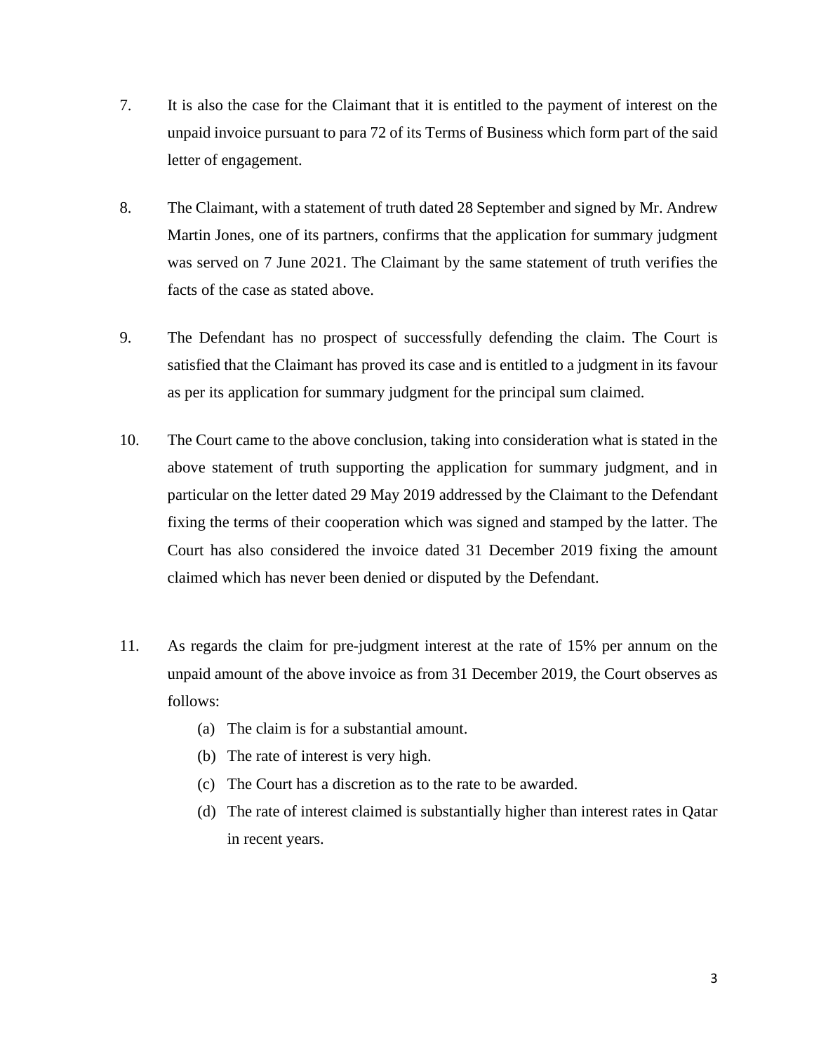7. It is also the case for the Claimant that it is entitled to the payment of interest on the unpaid invoice pursuant to para 72 of its Terms of Business which form part of the said letter of engagement.

8. The Claimant, with a statement of truth dated 28 September and signed by Mr. Andrew Martin Jones, one of its partners, confirms that the application for summary judgment was served on 7 June 2021. The Claimant by the same statement of truth verifies the facts of the case as stated above.

9. The Defendant has no prospect of successfully defending the claim. The Court is satisfied that the Claimant has proved its case and is entitled to a judgment in its favour as per its application for summary judgment for the principal sum claimed.

10. The Court came to the above conclusion, taking into consideration what is stated in the above statement of truth supporting the application for summary judgment, and in particular on the letter dated 29 May 2019 addressed by the Claimant to the Defendant fixing the terms of their cooperation which was signed and stamped by the latter. The Court has also considered the invoice dated 31 December 2019 fixing the amount claimed which has never been denied or disputed by the Defendant.

11. As regards the claim for pre-judgment interest at the rate of 15% per annum on the unpaid amount of the above invoice as from 31 December 2019, the Court observes as follows:

    (a) The claim is for a substantial amount.
    
    (b) The rate of interest is very high.
    
    (c) The Court has a discretion as to the rate to be awarded.
    
    (d) The rate of interest claimed is substantially higher than interest rates in Qatar in recent years.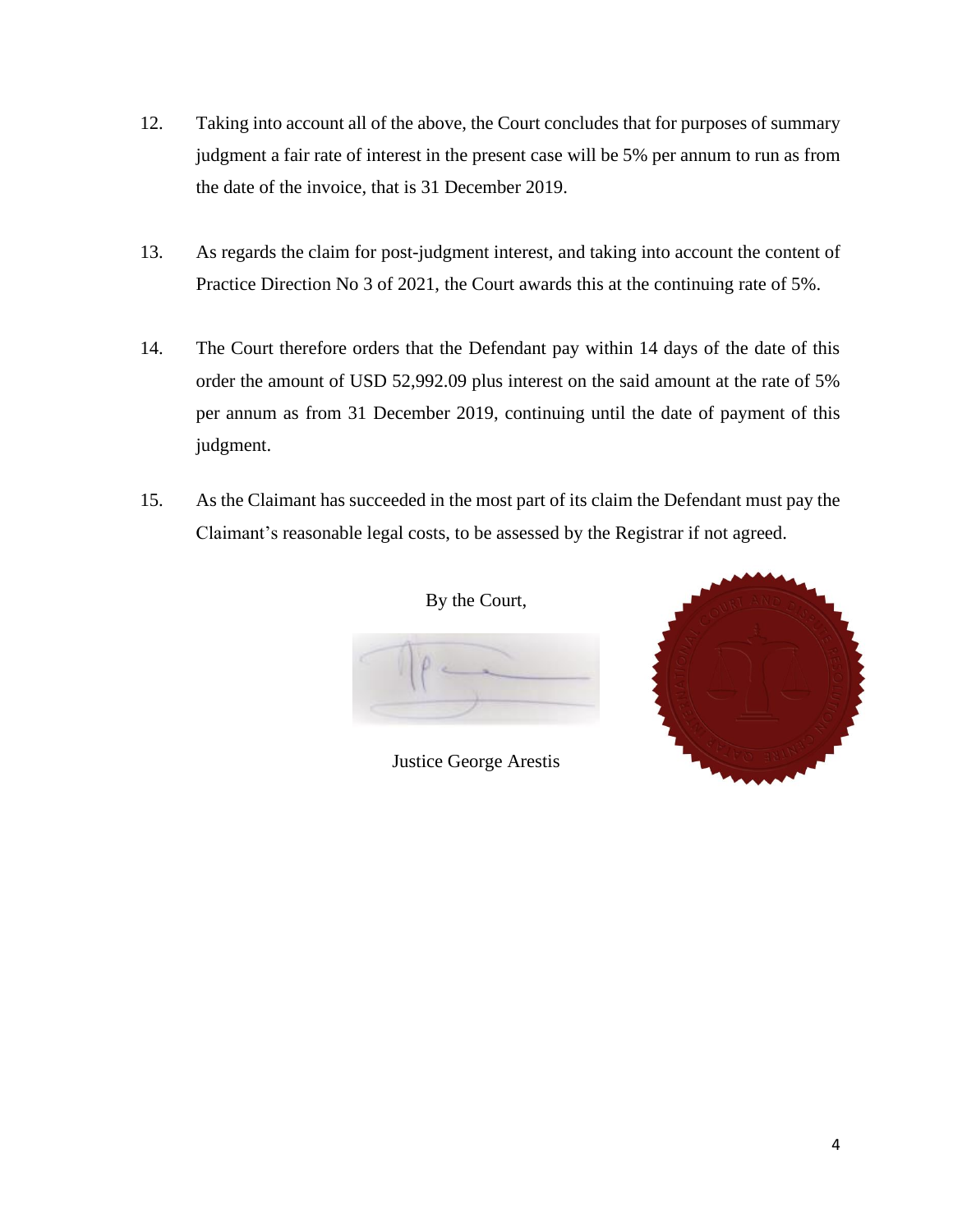12. Taking into account all of the above, the Court concludes that for purposes of summary judgment a fair rate of interest in the present case will be 5% per annum to run as from the date of the invoice, that is 31 December 2019.

13. As regards the claim for post-judgment interest, and taking into account the content of Practice Direction No 3 of 2021, the Court awards this at the continuing rate of 5%.

14. The Court therefore orders that the Defendant pay within 14 days of the date of this order the amount of USD 52,992.09 plus interest on the said amount at the rate of 5% per annum as from 31 December 2019, continuing until the date of payment of this judgment.

15. As the Claimant has succeeded in the most part of its claim the Defendant must pay the Claimant's reasonable legal costs, to be assessed by the Registrar if not agreed.

By the Court,

Justice George Arestis